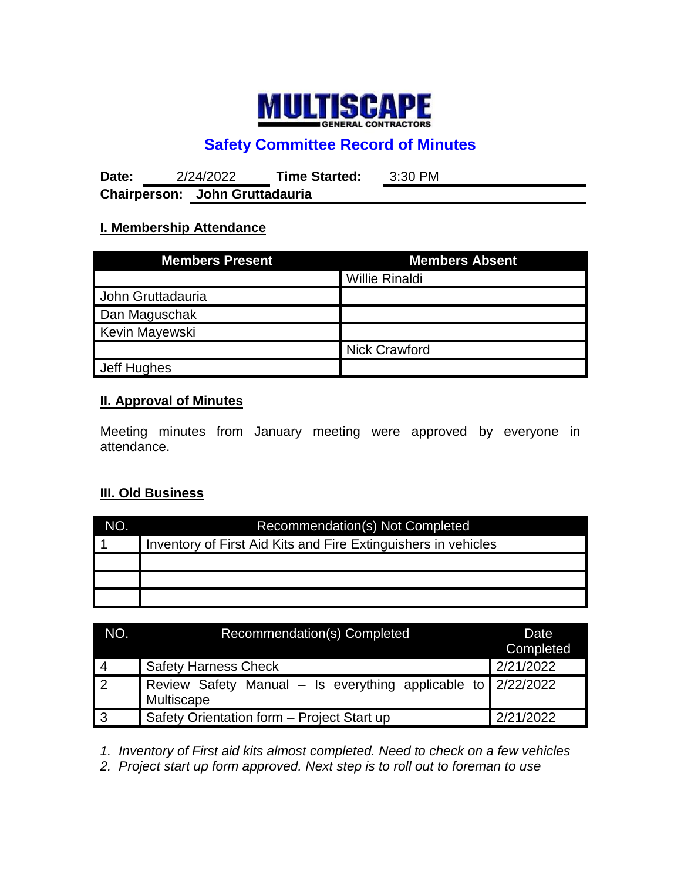# MULTISCAPE

GENERAL CONTRACTORS

## Safety Committee Record of Minutes

**Date:** 2/24/2022 **Time Started:** 3:30 PM

**Chairperson:** **John Gruttadauria**

### I. Membership Attendance

| Members Present | Members Absent |
|---|---|
| | Willie Rinaldi |
| John Gruttadauria | |
| Dan Maguschak | |
| Kevin Mayewski | |
| | Nick Crawford |
| Jeff Hughes | |

### II. Approval of Minutes

Meeting minutes from January meeting were approved by everyone in attendance.

### III. Old Business

| NO. | Recommendation(s) Not Completed |
|---|---|
| 1 | Inventory of First Aid Kits and Fire Extinguishers in vehicles |
| | |
| | |
| | |

| NO. | Recommendation(s) Completed | Date Completed |
|---|---|---|
| 4 | Safety Harness Check | 2/21/2022 |
| 2 | Review Safety Manual – Is everything applicable to Multiscape | 2/22/2022 |
| 3 | Safety Orientation form – Project Start up | 2/21/2022 |

1. *Inventory of First aid kits almost completed. Need to check on a few vehicles*
2. *Project start up form approved. Next step is to roll out to foreman to use*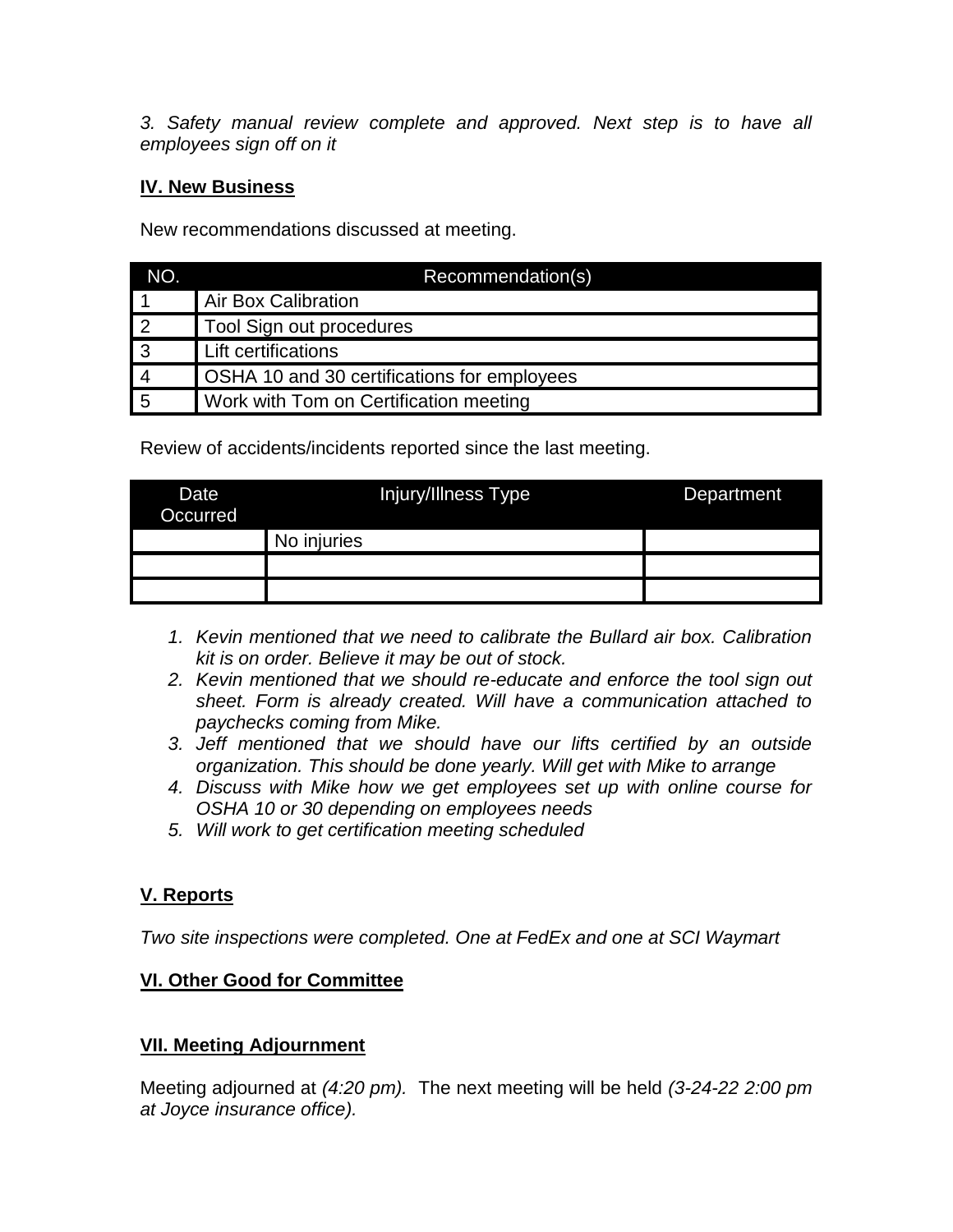*3. Safety manual review complete and approved. Next step is to have all employees sign off on it*

## IV. New Business

New recommendations discussed at meeting.

| NO. | Recommendation(s) |
|---|---|
| 1 | Air Box Calibration |
| 2 | Tool Sign out procedures |
| 3 | Lift certifications |
| 4 | OSHA 10 and 30 certifications for employees |
| 5 | Work with Tom on Certification meeting |

Review of accidents/incidents reported since the last meeting.

| Date Occurred | Injury/Illness Type | Department |
|---|---|---|
| | No injuries | |
| | | |
| | | |

1. *Kevin mentioned that we need to calibrate the Bullard air box. Calibration kit is on order. Believe it may be out of stock.*
2. *Kevin mentioned that we should re-educate and enforce the tool sign out sheet. Form is already created. Will have a communication attached to paychecks coming from Mike.*
3. *Jeff mentioned that we should have our lifts certified by an outside organization. This should be done yearly. Will get with Mike to arrange*
4. *Discuss with Mike how we get employees set up with online course for OSHA 10 or 30 depending on employees needs*
5. *Will work to get certification meeting scheduled*

## V. Reports

*Two site inspections were completed. One at FedEx and one at SCI Waymart*

## VI. Other Good for Committee

## VII. Meeting Adjournment

Meeting adjourned at *(4:20 pm).* The next meeting will be held *(3-24-22 2:00 pm at Joyce insurance office).*